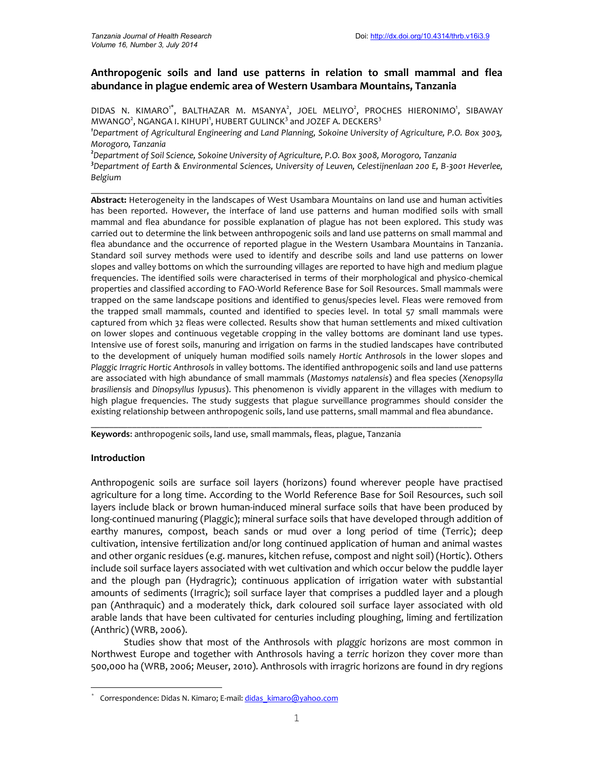# Anthropogenic soils and land use patterns in relation to small mammal and flea abundance in plague endemic area of Western Usambara Mountains, Tanzania

DIDAS N. KIMARO[1*], BALTHAZAR M. MSANYA[2], JOEL MELIYO[2], PROCHES HIERONIMO[1], SIBAWAY MWANGO[2], NGANGA I. KIHUPI[1], HUBERT GULINCK[3] and JOZEF A. DECKERS[3]

[1]*Department of Agricultural Engineering and Land Planning, Sokoine University of Agriculture, P.O. Box 3003, Morogoro, Tanzania*

[2]*Department of Soil Science, Sokoine University of Agriculture, P.O. Box 3008, Morogoro, Tanzania*

[3]*Department of Earth & Environmental Sciences, University of Leuven, Celestijnenlaan 200 E, B-3001 Heverlee, Belgium*

---

**Abstract:** Heterogeneity in the landscapes of West Usambara Mountains on land use and human activities has been reported. However, the interface of land use patterns and human modified soils with small mammal and flea abundance for possible explanation of plague has not been explored. This study was carried out to determine the link between anthropogenic soils and land use patterns on small mammal and flea abundance and the occurrence of reported plague in the Western Usambara Mountains in Tanzania. Standard soil survey methods were used to identify and describe soils and land use patterns on lower slopes and valley bottoms on which the surrounding villages are reported to have high and medium plague frequencies. The identified soils were characterised in terms of their morphological and physico-chemical properties and classified according to FAO-World Reference Base for Soil Resources. Small mammals were trapped on the same landscape positions and identified to genus/species level. Fleas were removed from the trapped small mammals, counted and identified to species level. In total 57 small mammals were captured from which 32 fleas were collected. Results show that human settlements and mixed cultivation on lower slopes and continuous vegetable cropping in the valley bottoms are dominant land use types. Intensive use of forest soils, manuring and irrigation on farms in the studied landscapes have contributed to the development of uniquely human modified soils namely *Hortic Anthrosols* in the lower slopes and *Plaggic Irragric Hortic Anthrosols* in valley bottoms. The identified anthropogenic soils and land use patterns are associated with high abundance of small mammals (*Mastomys natalensis*) and flea species (*Xenopsylla brasiliensis* and *Dinopsyllus lypusus*). This phenomenon is vividly apparent in the villages with medium to high plague frequencies. The study suggests that plague surveillance programmes should consider the existing relationship between anthropogenic soils, land use patterns, small mammal and flea abundance.

---

**Keywords**: anthropogenic soils, land use, small mammals, fleas, plague, Tanzania

## Introduction

Anthropogenic soils are surface soil layers (horizons) found wherever people have practised agriculture for a long time. According to the World Reference Base for Soil Resources, such soil layers include black or brown human-induced mineral surface soils that have been produced by long-continued manuring (Plaggic); mineral surface soils that have developed through addition of earthy manures, compost, beach sands or mud over a long period of time (Terric); deep cultivation, intensive fertilization and/or long continued application of human and animal wastes and other organic residues (e.g. manures, kitchen refuse, compost and night soil) (Hortic). Others include soil surface layers associated with wet cultivation and which occur below the puddle layer and the plough pan (Hydragric); continuous application of irrigation water with substantial amounts of sediments (Irragric); soil surface layer that comprises a puddled layer and a plough pan (Anthraquic) and a moderately thick, dark coloured soil surface layer associated with old arable lands that have been cultivated for centuries including ploughing, liming and fertilization (Anthric) (WRB, 2006).

Studies show that most of the Anthrosols with *plaggic* horizons are most common in Northwest Europe and together with Anthrosols having a *terric* horizon they cover more than 500,000 ha (WRB, 2006; Meuser, 2010). Anthrosols with irragric horizons are found in dry regions

[*] Correspondence: Didas N. Kimaro; E-mail: didas_kimaro@yahoo.com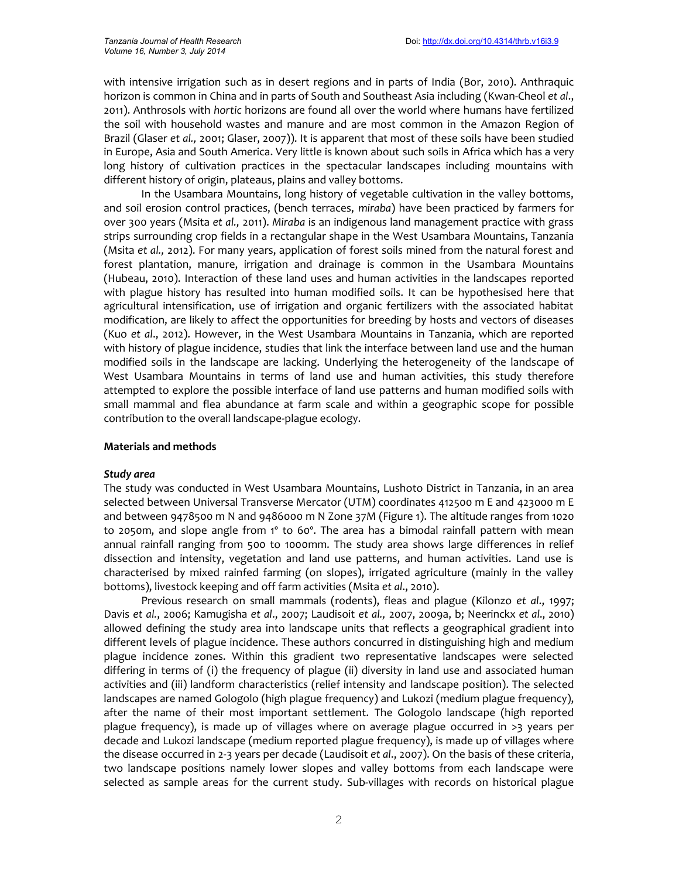with intensive irrigation such as in desert regions and in parts of India (Bor, 2010). Anthraquic horizon is common in China and in parts of South and Southeast Asia including (Kwan-Cheol *et al*., 2011). Anthrosols with *hortic* horizons are found all over the world where humans have fertilized the soil with household wastes and manure and are most common in the Amazon Region of Brazil (Glaser *et al.,* 2001; Glaser, 2007)). It is apparent that most of these soils have been studied in Europe, Asia and South America. Very little is known about such soils in Africa which has a very long history of cultivation practices in the spectacular landscapes including mountains with different history of origin, plateaus, plains and valley bottoms.

In the Usambara Mountains, long history of vegetable cultivation in the valley bottoms, and soil erosion control practices, (bench terraces, *miraba*) have been practiced by farmers for over 300 years (Msita *et al.,* 2011). *Miraba* is an indigenous land management practice with grass strips surrounding crop fields in a rectangular shape in the West Usambara Mountains, Tanzania (Msita *et al.,* 2012). For many years, application of forest soils mined from the natural forest and forest plantation, manure, irrigation and drainage is common in the Usambara Mountains (Hubeau, 2010). Interaction of these land uses and human activities in the landscapes reported with plague history has resulted into human modified soils. It can be hypothesised here that agricultural intensification, use of irrigation and organic fertilizers with the associated habitat modification, are likely to affect the opportunities for breeding by hosts and vectors of diseases (Kuo *et al*., 2012). However, in the West Usambara Mountains in Tanzania, which are reported with history of plague incidence, studies that link the interface between land use and the human modified soils in the landscape are lacking. Underlying the heterogeneity of the landscape of West Usambara Mountains in terms of land use and human activities, this study therefore attempted to explore the possible interface of land use patterns and human modified soils with small mammal and flea abundance at farm scale and within a geographic scope for possible contribution to the overall landscape-plague ecology.

## Materials and methods

### *Study area*

The study was conducted in West Usambara Mountains, Lushoto District in Tanzania, in an area selected between Universal Transverse Mercator (UTM) coordinates 412500 m E and 423000 m E and between 9478500 m N and 9486000 m N Zone 37M (Figure 1). The altitude ranges from 1020 to 2050m, and slope angle from 1° to 60°. The area has a bimodal rainfall pattern with mean annual rainfall ranging from 500 to 1000mm. The study area shows large differences in relief dissection and intensity, vegetation and land use patterns, and human activities. Land use is characterised by mixed rainfed farming (on slopes), irrigated agriculture (mainly in the valley bottoms), livestock keeping and off farm activities (Msita *et al*., 2010).

Previous research on small mammals (rodents), fleas and plague (Kilonzo *et al*., 1997; Davis *et al*., 2006; Kamugisha *et al*., 2007; Laudisoit *et al.,* 2007, 2009a, b; Neerinckx *et al*., 2010) allowed defining the study area into landscape units that reflects a geographical gradient into different levels of plague incidence. These authors concurred in distinguishing high and medium plague incidence zones. Within this gradient two representative landscapes were selected differing in terms of (i) the frequency of plague (ii) diversity in land use and associated human activities and (iii) landform characteristics (relief intensity and landscape position). The selected landscapes are named Gologolo (high plague frequency) and Lukozi (medium plague frequency), after the name of their most important settlement. The Gologolo landscape (high reported plague frequency), is made up of villages where on average plague occurred in >3 years per decade and Lukozi landscape (medium reported plague frequency), is made up of villages where the disease occurred in 2-3 years per decade (Laudisoit *et al*., 2007). On the basis of these criteria, two landscape positions namely lower slopes and valley bottoms from each landscape were selected as sample areas for the current study. Sub-villages with records on historical plague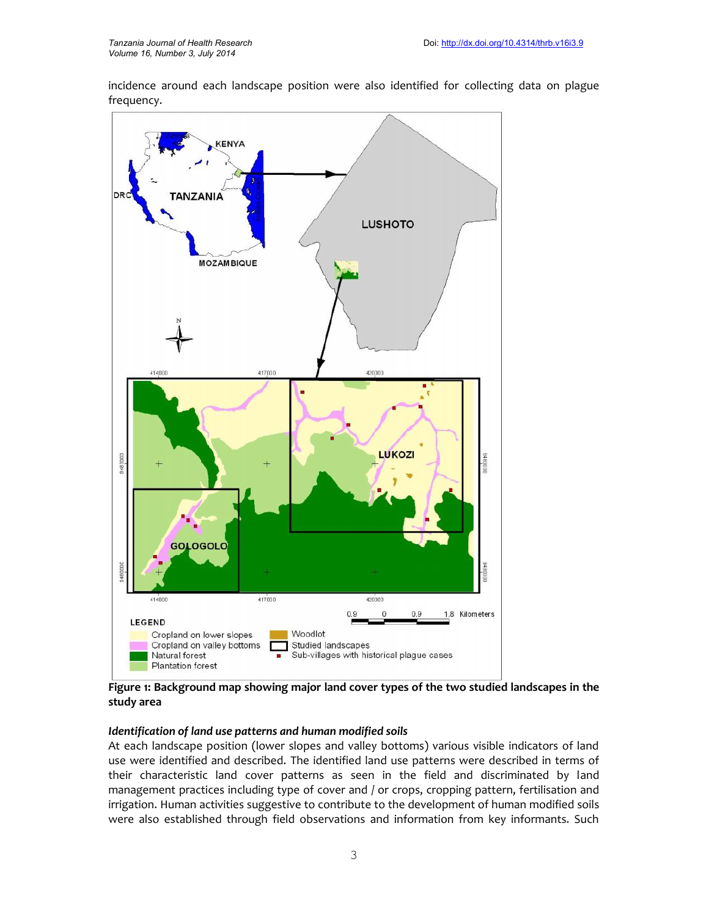incidence around each landscape position were also identified for collecting data on plague frequency.

**Figure 1: Background map showing major land cover types of the two studied landscapes in the study area**

### *Identification of land use patterns and human modified soils*

At each landscape position (lower slopes and valley bottoms) various visible indicators of land use were identified and described. The identified land use patterns were described in terms of their characteristic land cover patterns as seen in the field and discriminated by land management practices including type of cover and / or crops, cropping pattern, fertilisation and irrigation. Human activities suggestive to contribute to the development of human modified soils were also established through field observations and information from key informants. Such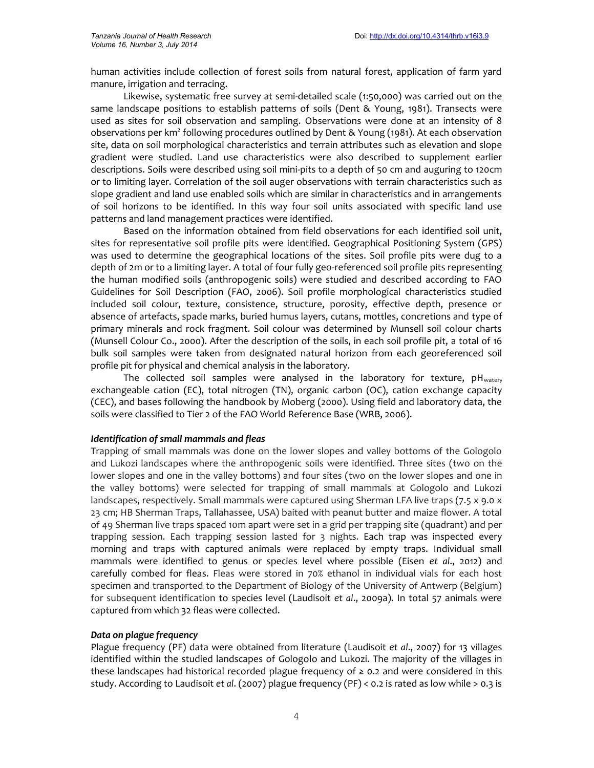human activities include collection of forest soils from natural forest, application of farm yard manure, irrigation and terracing.

Likewise, systematic free survey at semi-detailed scale (1:50,000) was carried out on the same landscape positions to establish patterns of soils (Dent & Young, 1981). Transects were used as sites for soil observation and sampling. Observations were done at an intensity of 8 observations per km$^2$ following procedures outlined by Dent & Young (1981). At each observation site, data on soil morphological characteristics and terrain attributes such as elevation and slope gradient were studied. Land use characteristics were also described to supplement earlier descriptions. Soils were described using soil mini-pits to a depth of 50 cm and auguring to 120cm or to limiting layer. Correlation of the soil auger observations with terrain characteristics such as slope gradient and land use enabled soils which are similar in characteristics and in arrangements of soil horizons to be identified. In this way four soil units associated with specific land use patterns and land management practices were identified.

Based on the information obtained from field observations for each identified soil unit, sites for representative soil profile pits were identified. Geographical Positioning System (GPS) was used to determine the geographical locations of the sites. Soil profile pits were dug to a depth of 2m or to a limiting layer. A total of four fully geo-referenced soil profile pits representing the human modified soils (anthropogenic soils) were studied and described according to FAO Guidelines for Soil Description (FAO, 2006). Soil profile morphological characteristics studied included soil colour, texture, consistence, structure, porosity, effective depth, presence or absence of artefacts, spade marks, buried humus layers, cutans, mottles, concretions and type of primary minerals and rock fragment. Soil colour was determined by Munsell soil colour charts (Munsell Colour Co., 2000). After the description of the soils, in each soil profile pit, a total of 16 bulk soil samples were taken from designated natural horizon from each georeferenced soil profile pit for physical and chemical analysis in the laboratory.

The collected soil samples were analysed in the laboratory for texture, $pH_{water}$, exchangeable cation (EC), total nitrogen (TN), organic carbon (OC), cation exchange capacity (CEC), and bases following the handbook by Moberg (2000). Using field and laboratory data, the soils were classified to Tier 2 of the FAO World Reference Base (WRB, 2006).

### *Identification of small mammals and fleas*

Trapping of small mammals was done on the lower slopes and valley bottoms of the Gologolo and Lukozi landscapes where the anthropogenic soils were identified. Three sites (two on the lower slopes and one in the valley bottoms) and four sites (two on the lower slopes and one in the valley bottoms) were selected for trapping of small mammals at Gologolo and Lukozi landscapes, respectively. Small mammals were captured using Sherman LFA live traps (7.5 x 9.0 x 23 cm; HB Sherman Traps, Tallahassee, USA) baited with peanut butter and maize flower. A total of 49 Sherman live traps spaced 10m apart were set in a grid per trapping site (quadrant) and per trapping session. Each trapping session lasted for 3 nights. Each trap was inspected every morning and traps with captured animals were replaced by empty traps. Individual small mammals were identified to genus or species level where possible (Eisen *et al*., 2012) and carefully combed for fleas. Fleas were stored in 70% ethanol in individual vials for each host specimen and transported to the Department of Biology of the University of Antwerp (Belgium) for subsequent identification to species level (Laudisoit *et al*., 2009a). In total 57 animals were captured from which 32 fleas were collected.

### *Data on plague frequency*

Plague frequency (PF) data were obtained from literature (Laudisoit *et al*., 2007) for 13 villages identified within the studied landscapes of Gologolo and Lukozi. The majority of the villages in these landscapes had historical recorded plague frequency of ≥ 0.2 and were considered in this study. According to Laudisoit *et al*. (2007) plague frequency (PF) < 0.2 is rated as low while > 0.3 is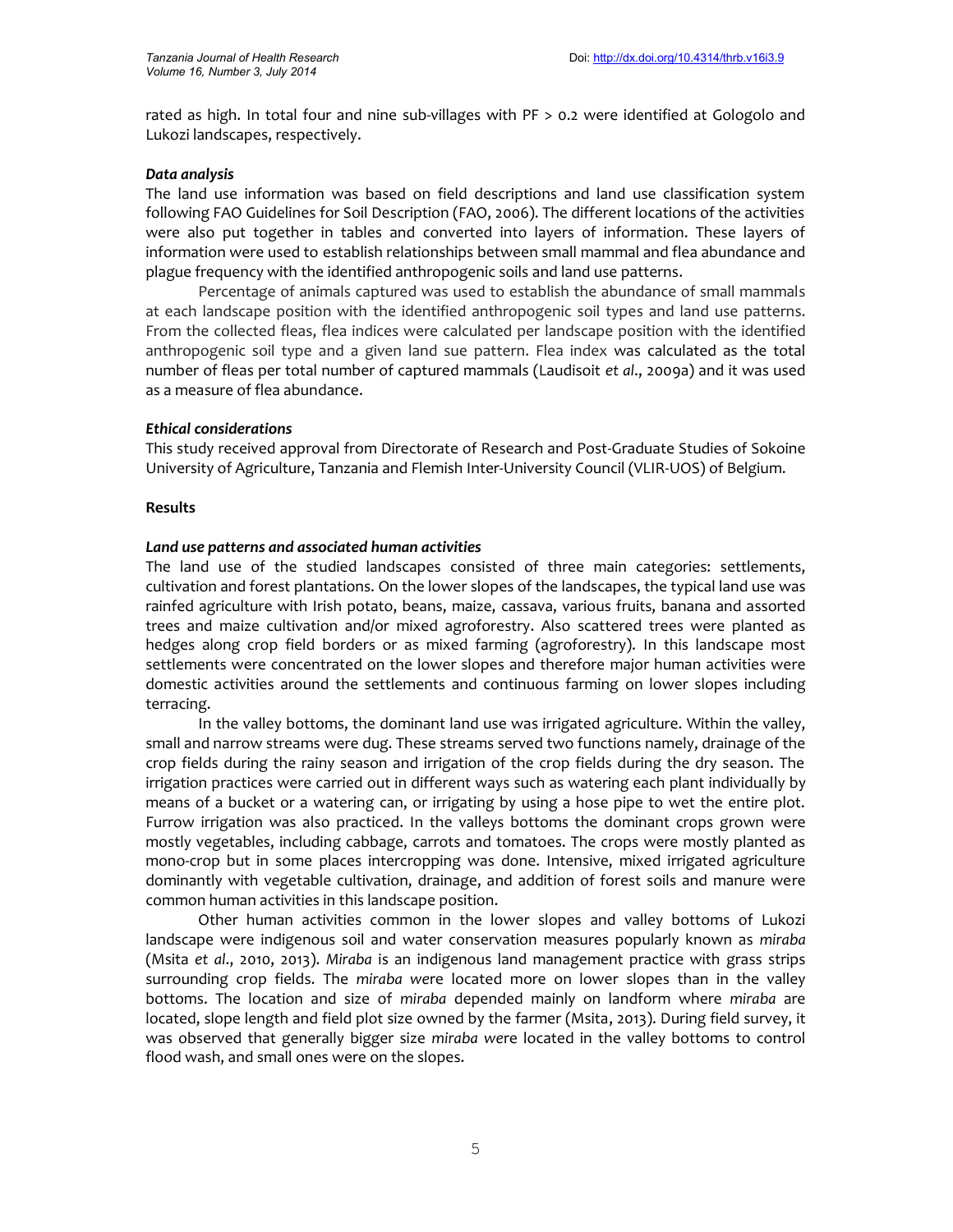rated as high. In total four and nine sub-villages with PF > 0.2 were identified at Gologolo and Lukozi landscapes, respectively.

***Data analysis***

The land use information was based on field descriptions and land use classification system following FAO Guidelines for Soil Description (FAO, 2006). The different locations of the activities were also put together in tables and converted into layers of information. These layers of information were used to establish relationships between small mammal and flea abundance and plague frequency with the identified anthropogenic soils and land use patterns.

Percentage of animals captured was used to establish the abundance of small mammals at each landscape position with the identified anthropogenic soil types and land use patterns. From the collected fleas, flea indices were calculated per landscape position with the identified anthropogenic soil type and a given land sue pattern. Flea index was calculated as the total number of fleas per total number of captured mammals (Laudisoit *et al*., 2009a) and it was used as a measure of flea abundance.

***Ethical considerations***

This study received approval from Directorate of Research and Post-Graduate Studies of Sokoine University of Agriculture, Tanzania and Flemish Inter-University Council (VLIR-UOS) of Belgium.

**Results**

***Land use patterns and associated human activities***

The land use of the studied landscapes consisted of three main categories: settlements, cultivation and forest plantations. On the lower slopes of the landscapes, the typical land use was rainfed agriculture with Irish potato, beans, maize, cassava, various fruits, banana and assorted trees and maize cultivation and/or mixed agroforestry. Also scattered trees were planted as hedges along crop field borders or as mixed farming (agroforestry). In this landscape most settlements were concentrated on the lower slopes and therefore major human activities were domestic activities around the settlements and continuous farming on lower slopes including terracing.

In the valley bottoms, the dominant land use was irrigated agriculture. Within the valley, small and narrow streams were dug. These streams served two functions namely, drainage of the crop fields during the rainy season and irrigation of the crop fields during the dry season. The irrigation practices were carried out in different ways such as watering each plant individually by means of a bucket or a watering can, or irrigating by using a hose pipe to wet the entire plot. Furrow irrigation was also practiced. In the valleys bottoms the dominant crops grown were mostly vegetables, including cabbage, carrots and tomatoes. The crops were mostly planted as mono-crop but in some places intercropping was done. Intensive, mixed irrigated agriculture dominantly with vegetable cultivation, drainage, and addition of forest soils and manure were common human activities in this landscape position.

Other human activities common in the lower slopes and valley bottoms of Lukozi landscape were indigenous soil and water conservation measures popularly known as *miraba* (Msita *et al*., 2010, 2013). *Miraba* is an indigenous land management practice with grass strips surrounding crop fields. The *miraba* were located more on lower slopes than in the valley bottoms. The location and size of *miraba* depended mainly on landform where *miraba* are located, slope length and field plot size owned by the farmer (Msita, 2013). During field survey, it was observed that generally bigger size *miraba* were located in the valley bottoms to control flood wash, and small ones were on the slopes.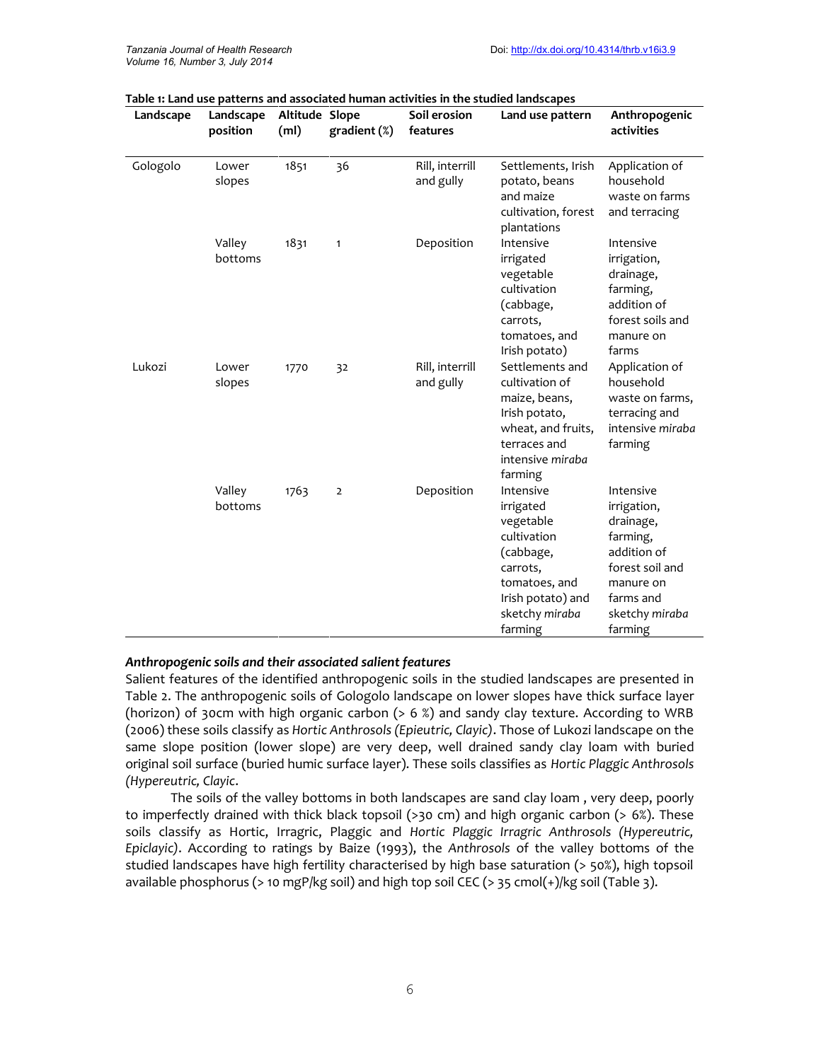**Table 1: Land use patterns and associated human activities in the studied landscapes**

| Landscape | Landscape position | Altitude (ml) | Slope gradient (%) | Soil erosion features | Land use pattern | Anthropogenic activities |
|---|---|---|---|---|---|---|
| Gologolo | Lower slopes | 1851 | 36 | Rill, interrill and gully | Settlements, Irish potato, beans and maize cultivation, forest plantations | Application of household waste on farms and terracing |
| | Valley bottoms | 1831 | 1 | Deposition | Intensive irrigated vegetable cultivation (cabbage, carrots, tomatoes, and Irish potato) | Intensive irrigation, drainage, farming, addition of forest soils and manure on farms |
| Lukozi | Lower slopes | 1770 | 32 | Rill, interrill and gully | Settlements and cultivation of maize, beans, Irish potato, wheat, and fruits, terraces and intensive *miraba* farming | Application of household waste on farms, terracing and intensive *miraba* farming |
| | Valley bottoms | 1763 | 2 | Deposition | Intensive irrigated vegetable cultivation (cabbage, carrots, tomatoes, and Irish potato) and sketchy *miraba* farming | Intensive irrigation, drainage, farming, addition of forest soil and manure on farms and sketchy *miraba* farming |

***Anthropogenic soils and their associated salient features***

Salient features of the identified anthropogenic soils in the studied landscapes are presented in Table 2. The anthropogenic soils of Gologolo landscape on lower slopes have thick surface layer (horizon) of 30cm with high organic carbon (> 6 %) and sandy clay texture. According to WRB (2006) these soils classify as *Hortic Anthrosols (Epieutric, Clayic)*. Those of Lukozi landscape on the same slope position (lower slope) are very deep, well drained sandy clay loam with buried original soil surface (buried humic surface layer). These soils classifies as *Hortic Plaggic Anthrosols (Hypereutric, Clayic*.

The soils of the valley bottoms in both landscapes are sand clay loam , very deep, poorly to imperfectly drained with thick black topsoil (>30 cm) and high organic carbon (> 6%). These soils classify as Hortic, Irragric, Plaggic and *Hortic Plaggic Irragric Anthrosols (Hypereutric, Epiclayic)*. According to ratings by Baize (1993), the *Anthrosols* of the valley bottoms of the studied landscapes have high fertility characterised by high base saturation (> 50%), high topsoil available phosphorus (> 10 mgP/kg soil) and high top soil CEC (> 35 cmol(+)/kg soil (Table 3).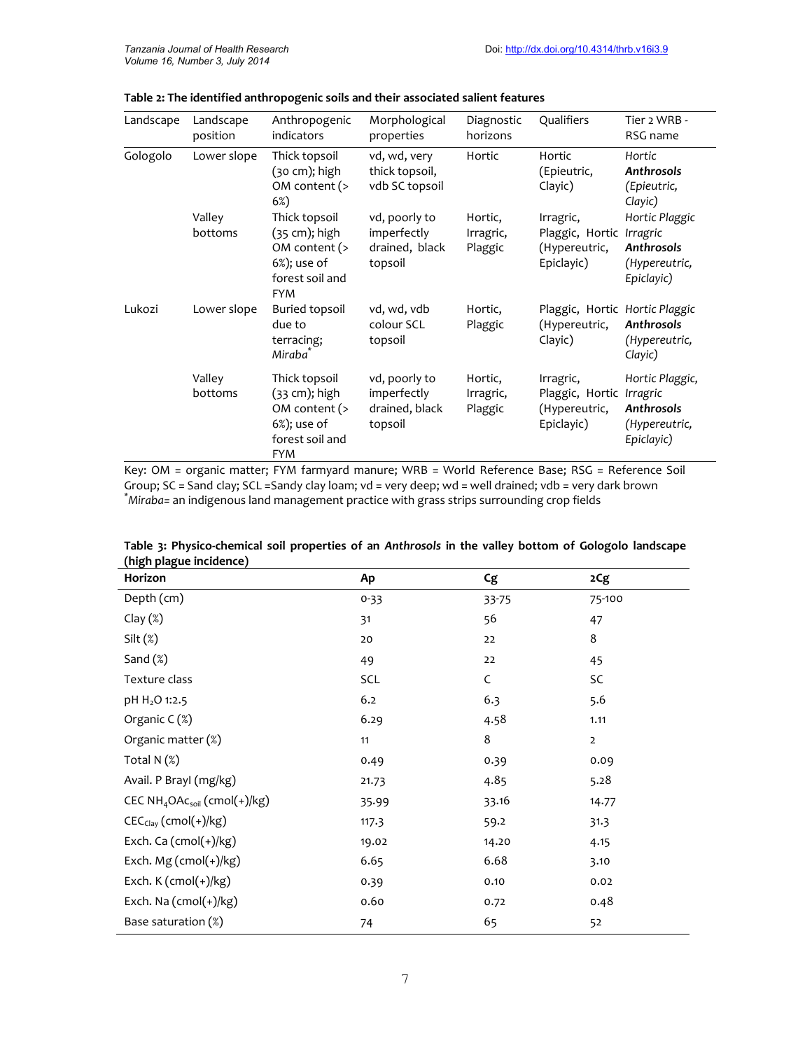**Table 2: The identified anthropogenic soils and their associated salient features**

| Landscape | Landscape position | Anthropogenic indicators | Morphological properties | Diagnostic horizons | Qualifiers | Tier 2 WRB - RSG name |
|---|---|---|---|---|---|---|
| Gologolo | Lower slope | Thick topsoil (30 cm); high OM content (> 6%) | vd, wd, very thick topsoil, vdb SC topsoil | Hortic | Hortic (Epieutric, Clayic) | *Hortic **Anthrosols** (Epieutric, Clayic)* |
| | Valley bottoms | Thick topsoil (35 cm); high OM content (> 6%); use of forest soil and FYM | vd, poorly to imperfectly drained, black topsoil | Hortic, Irragric, Plaggic | Irragric, Plaggic, Hortic (Hypereutric, Epiclayic) | *Hortic Plaggic Irragric **Anthrosols** (Hypereutric, Epiclayic)* |
| Lukozi | Lower slope | Buried topsoil due to terracing; *Miraba*[*] | vd, wd, vdb colour SCL topsoil | Hortic, Plaggic | Plaggic, Hortic (Hypereutric, Clayic) | *Hortic Plaggic **Anthrosols** (Hypereutric, Clayic)* |
| | Valley bottoms | Thick topsoil (33 cm); high OM content (> 6%); use of forest soil and FYM | vd, poorly to imperfectly drained, black topsoil | Hortic, Irragric, Plaggic | Irragric, Plaggic, Hortic (Hypereutric, Epiclayic) | *Hortic Plaggic, Irragric **Anthrosols** (Hypereutric, Epiclayic)* |

Key: OM = organic matter; FYM farmyard manure; WRB = World Reference Base; RSG = Reference Soil Group; SC = Sand clay; SCL =Sandy clay loam; vd = very deep; wd = well drained; vdb = very dark brown
[*]*Miraba*= an indigenous land management practice with grass strips surrounding crop fields

**Table 3: Physico-chemical soil properties of an *Anthrosols* in the valley bottom of Gologolo landscape (high plague incidence)**

| Horizon | Ap | Cg | 2Cg |
|---|---|---|---|
| Depth (cm) | 0-33 | 33-75 | 75-100 |
| Clay (%) | 31 | 56 | 47 |
| Silt (%) | 20 | 22 | 8 |
| Sand (%) | 49 | 22 | 45 |
| Texture class | SCL | C | SC |
| pH $H_2O$ 1:2.5 | 6.2 | 6.3 | 5.6 |
| Organic C (%) | 6.29 | 4.58 | 1.11 |
| Organic matter (%) | 11 | 8 | 2 |
| Total N (%) | 0.49 | 0.39 | 0.09 |
| Avail. P Brayl (mg/kg) | 21.73 | 4.85 | 5.28 |
| CEC $NH_4OAc_{soil}$ (cmol(+)/kg) | 35.99 | 33.16 | 14.77 |
| $CEC_{Clay}$ (cmol(+)/kg) | 117.3 | 59.2 | 31.3 |
| Exch. Ca (cmol(+)/kg) | 19.02 | 14.20 | 4.15 |
| Exch. Mg (cmol(+)/kg) | 6.65 | 6.68 | 3.10 |
| Exch. K (cmol(+)/kg) | 0.39 | 0.10 | 0.02 |
| Exch. Na (cmol(+)/kg) | 0.60 | 0.72 | 0.48 |
| Base saturation (%) | 74 | 65 | 52 |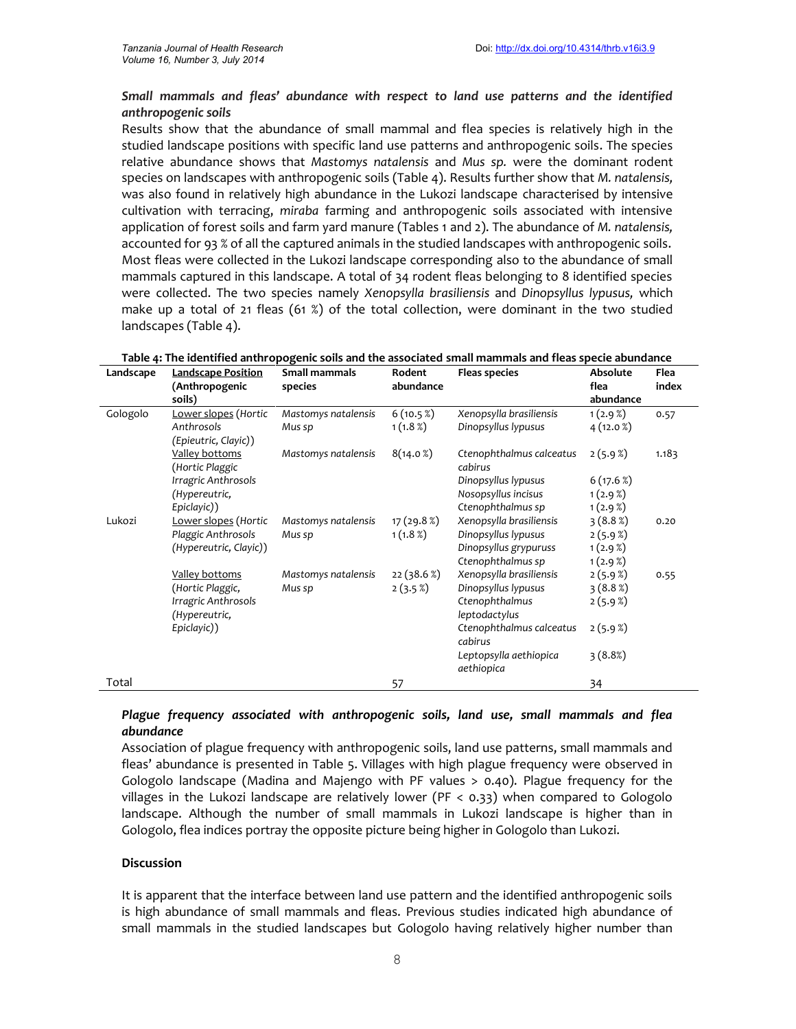### *Small mammals and fleas' abundance with respect to land use patterns and the identified anthropogenic soils*

Results show that the abundance of small mammal and flea species is relatively high in the studied landscape positions with specific land use patterns and anthropogenic soils. The species relative abundance shows that *Mastomys natalensis* and *Mus sp.* were the dominant rodent species on landscapes with anthropogenic soils (Table 4). Results further show that *M. natalensis,* was also found in relatively high abundance in the Lukozi landscape characterised by intensive cultivation with terracing, *miraba* farming and anthropogenic soils associated with intensive application of forest soils and farm yard manure (Tables 1 and 2). The abundance of *M. natalensis,* accounted for 93 % of all the captured animals in the studied landscapes with anthropogenic soils. Most fleas were collected in the Lukozi landscape corresponding also to the abundance of small mammals captured in this landscape. A total of 34 rodent fleas belonging to 8 identified species were collected. The two species namely *Xenopsylla brasiliensis* and *Dinopsyllus lypusus,* which make up a total of 21 fleas (61 %) of the total collection, were dominant in the two studied landscapes (Table 4).

**Table 4: The identified anthropogenic soils and the associated small mammals and fleas specie abundance**

| Landscape | Landscape Position (Anthropogenic soils) | Small mammals species | Rodent abundance | Fleas species | Absolute flea abundance | Flea index |
|---|---|---|---|---|---|---|
| Gologolo | Lower slopes (Hortic Anthrosols (Epieutric, Clayic)) | *Mastomys natalensis* | 6 (10.5 %) | *Xenopsylla brasiliensis* | 1 (2.9 %) | 0.57 |
| | | *Mus sp* | 1 (1.8 %) | *Dinopsyllus lypusus* | 4 (12.0 %) | |
| | Valley bottoms (Hortic Plaggic Irragric Anthrosols (Hypereutric, Epiclayic)) | *Mastomys natalensis* | 8(14.0 %) | *Ctenophthalmus calceatus cabirus* | 2 (5.9 %) | 1.183 |
| | | | | *Dinopsyllus lypusus* | 6 (17.6 %) | |
| | | | | *Nosopsyllus incisus* | 1 (2.9 %) | |
| | | | | *Ctenophthalmus sp* | 1 (2.9 %) | |
| Lukozi | Lower slopes (Hortic Plaggic Anthrosols (Hypereutric, Clayic)) | *Mastomys natalensis* | 17 (29.8 %) | *Xenopsylla brasiliensis* | 3 (8.8 %) | 0.20 |
| | | *Mus sp* | 1 (1.8 %) | *Dinopsyllus lypusus* | 2 (5.9 %) | |
| | | | | *Dinopsyllus grypuruss* | 1 (2.9 %) | |
| | | | | *Ctenophthalmus sp* | 1 (2.9 %) | |
| | Valley bottoms (Hortic Plaggic, Irragric Anthrosols (Hypereutric, Epiclayic)) | *Mastomys natalensis* | 22 (38.6 %) | *Xenopsylla brasiliensis* | 2 (5.9 %) | 0.55 |
| | | *Mus sp* | 2 (3.5 %) | *Dinopsyllus lypusus* | 3 (8.8 %) | |
| | | | | *Ctenophthalmus leptodactylus* | 2 (5.9 %) | |
| | | | | *Ctenophthalmus calceatus cabirus* | 2 (5.9 %) | |
| | | | | *Leptopsylla aethiopica aethiopica* | 3 (8.8%) | |
| Total | | | 57 | | 34 | |

### *Plague frequency associated with anthropogenic soils, land use, small mammals and flea abundance*

Association of plague frequency with anthropogenic soils, land use patterns, small mammals and fleas' abundance is presented in Table 5. Villages with high plague frequency were observed in Gologolo landscape (Madina and Majengo with PF values > 0.40). Plague frequency for the villages in the Lukozi landscape are relatively lower (PF < 0.33) when compared to Gologolo landscape. Although the number of small mammals in Lukozi landscape is higher than in Gologolo, flea indices portray the opposite picture being higher in Gologolo than Lukozi.

## Discussion

It is apparent that the interface between land use pattern and the identified anthropogenic soils is high abundance of small mammals and fleas. Previous studies indicated high abundance of small mammals in the studied landscapes but Gologolo having relatively higher number than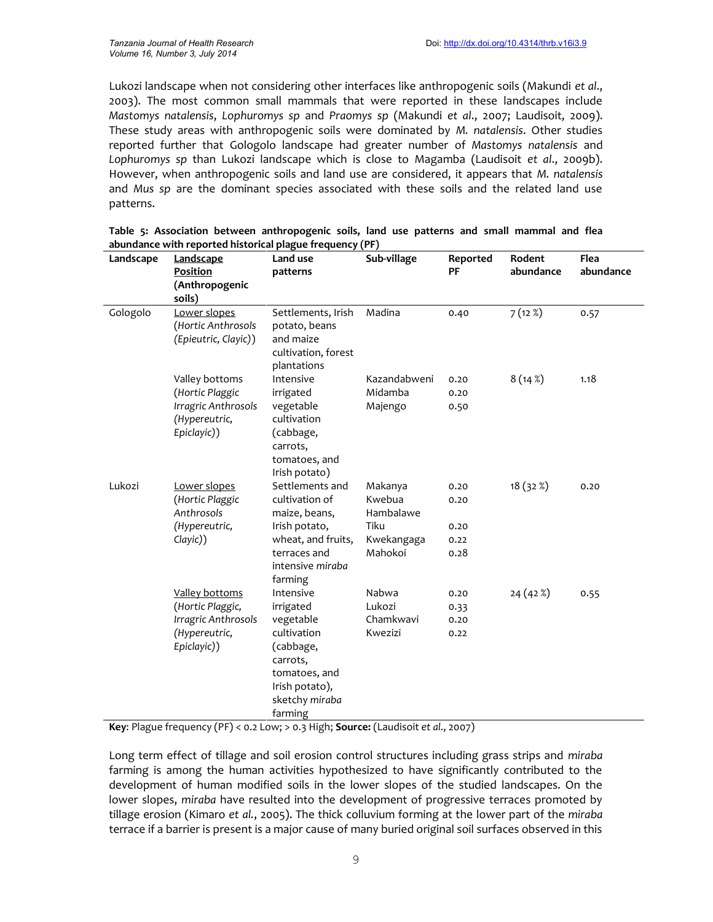Lukozi landscape when not considering other interfaces like anthropogenic soils (Makundi *et al*., 2003). The most common small mammals that were reported in these landscapes include *Mastomys natalensis*, *Lophuromys sp* and *Praomys sp* (Makundi *et al*., 2007; Laudisoit, 2009). These study areas with anthropogenic soils were dominated by *M. natalensis*. Other studies reported further that Gologolo landscape had greater number of *Mastomys natalensis* and *Lophuromys sp* than Lukozi landscape which is close to Magamba (Laudisoit *et al*., 2009b). However, when anthropogenic soils and land use are considered, it appears that *M. natalensis* and *Mus sp* are the dominant species associated with these soils and the related land use patterns.

**Table 5: Association between anthropogenic soils, land use patterns and small mammal and flea abundance with reported historical plague frequency (PF)**

| Landscape | Landscape Position (Anthropogenic soils) | Land use patterns | Sub-village | Reported PF | Rodent abundance | Flea abundance |
|---|---|---|---|---|---|---|
| Gologolo | Lower slopes (*Hortic Anthrosols (Epieutric, Clayic)*) | Settlements, Irish potato, beans and maize cultivation, forest plantations | Madina | 0.40 | 7 (12 %) | 0.57 |
| | Valley bottoms (*Hortic Plaggic Irragric Anthrosols (Hypereutric, Epiclayic)*) | Intensive irrigated vegetable cultivation (cabbage, carrots, tomatoes, and Irish potato) | Kazandabweni<br>Midamba<br>Majengo | 0.20<br>0.20<br>0.50 | 8 (14 %) | 1.18 |
| Lukozi | Lower slopes (*Hortic Plaggic Anthrosols (Hypereutric, Clayic)*) | Settlements and cultivation of maize, beans, Irish potato, wheat, and fruits, terraces and intensive *miraba* farming | Makanya<br>Kwebua<br>Hambalawe<br>Tiku<br>Kwekangaga<br>Mahokoi | 0.20<br>0.20<br><br>0.20<br>0.22<br>0.28 | 18 (32 %) | 0.20 |
| | Valley bottoms (*Hortic Plaggic, Irragric Anthrosols (Hypereutric, Epiclayic)*) | Intensive irrigated vegetable cultivation (cabbage, carrots, tomatoes, and Irish potato), sketchy *miraba* farming | Nabwa<br>Lukozi<br>Chamkwavi<br>Kwezizi | 0.20<br>0.33<br>0.20<br>0.22 | 24 (42 %) | 0.55 |

**Key**: Plague frequency (PF) < 0.2 Low; > 0.3 High; **Source:** (Laudisoit *et al*., 2007)

Long term effect of tillage and soil erosion control structures including grass strips and *miraba* farming is among the human activities hypothesized to have significantly contributed to the development of human modified soils in the lower slopes of the studied landscapes. On the lower slopes, *miraba* have resulted into the development of progressive terraces promoted by tillage erosion (Kimaro *et al.*, 2005). The thick colluvium forming at the lower part of the *miraba* terrace if a barrier is present is a major cause of many buried original soil surfaces observed in this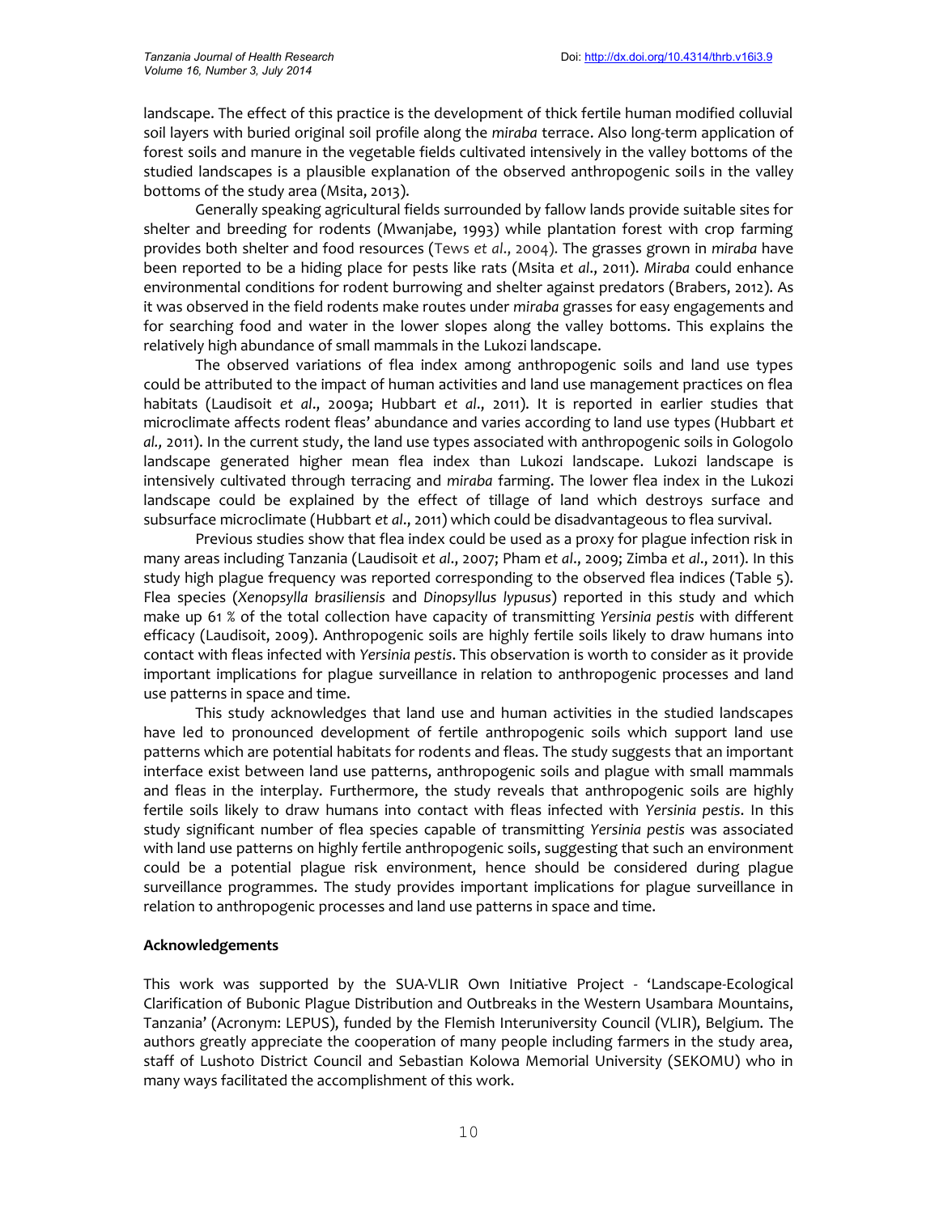landscape. The effect of this practice is the development of thick fertile human modified colluvial soil layers with buried original soil profile along the *miraba* terrace. Also long-term application of forest soils and manure in the vegetable fields cultivated intensively in the valley bottoms of the studied landscapes is a plausible explanation of the observed anthropogenic soils in the valley bottoms of the study area (Msita, 2013).

Generally speaking agricultural fields surrounded by fallow lands provide suitable sites for shelter and breeding for rodents (Mwanjabe, 1993) while plantation forest with crop farming provides both shelter and food resources (Tews *et al*., 2004). The grasses grown in *miraba* have been reported to be a hiding place for pests like rats (Msita *et al*., 2011). *Miraba* could enhance environmental conditions for rodent burrowing and shelter against predators (Brabers, 2012). As it was observed in the field rodents make routes under *miraba* grasses for easy engagements and for searching food and water in the lower slopes along the valley bottoms. This explains the relatively high abundance of small mammals in the Lukozi landscape.

The observed variations of flea index among anthropogenic soils and land use types could be attributed to the impact of human activities and land use management practices on flea habitats (Laudisoit *et al*., 2009a; Hubbart *et al*., 2011). It is reported in earlier studies that microclimate affects rodent fleas' abundance and varies according to land use types (Hubbart *et al.,* 2011). In the current study, the land use types associated with anthropogenic soils in Gologolo landscape generated higher mean flea index than Lukozi landscape. Lukozi landscape is intensively cultivated through terracing and *miraba* farming. The lower flea index in the Lukozi landscape could be explained by the effect of tillage of land which destroys surface and subsurface microclimate (Hubbart *et al*., 2011) which could be disadvantageous to flea survival.

Previous studies show that flea index could be used as a proxy for plague infection risk in many areas including Tanzania (Laudisoit *et al*., 2007; Pham *et al*., 2009; Zimba *et al*., 2011). In this study high plague frequency was reported corresponding to the observed flea indices (Table 5). Flea species (*Xenopsylla brasiliensis* and *Dinopsyllus lypusus*) reported in this study and which make up 61 % of the total collection have capacity of transmitting *Yersinia pestis* with different efficacy (Laudisoit, 2009). Anthropogenic soils are highly fertile soils likely to draw humans into contact with fleas infected with *Yersinia pestis*. This observation is worth to consider as it provide important implications for plague surveillance in relation to anthropogenic processes and land use patterns in space and time.

This study acknowledges that land use and human activities in the studied landscapes have led to pronounced development of fertile anthropogenic soils which support land use patterns which are potential habitats for rodents and fleas. The study suggests that an important interface exist between land use patterns, anthropogenic soils and plague with small mammals and fleas in the interplay. Furthermore, the study reveals that anthropogenic soils are highly fertile soils likely to draw humans into contact with fleas infected with *Yersinia pestis*. In this study significant number of flea species capable of transmitting *Yersinia pestis* was associated with land use patterns on highly fertile anthropogenic soils, suggesting that such an environment could be a potential plague risk environment, hence should be considered during plague surveillance programmes. The study provides important implications for plague surveillance in relation to anthropogenic processes and land use patterns in space and time.

## Acknowledgements

This work was supported by the SUA-VLIR Own Initiative Project - 'Landscape-Ecological Clarification of Bubonic Plague Distribution and Outbreaks in the Western Usambara Mountains, Tanzania' (Acronym: LEPUS), funded by the Flemish Interuniversity Council (VLIR), Belgium. The authors greatly appreciate the cooperation of many people including farmers in the study area, staff of Lushoto District Council and Sebastian Kolowa Memorial University (SEKOMU) who in many ways facilitated the accomplishment of this work.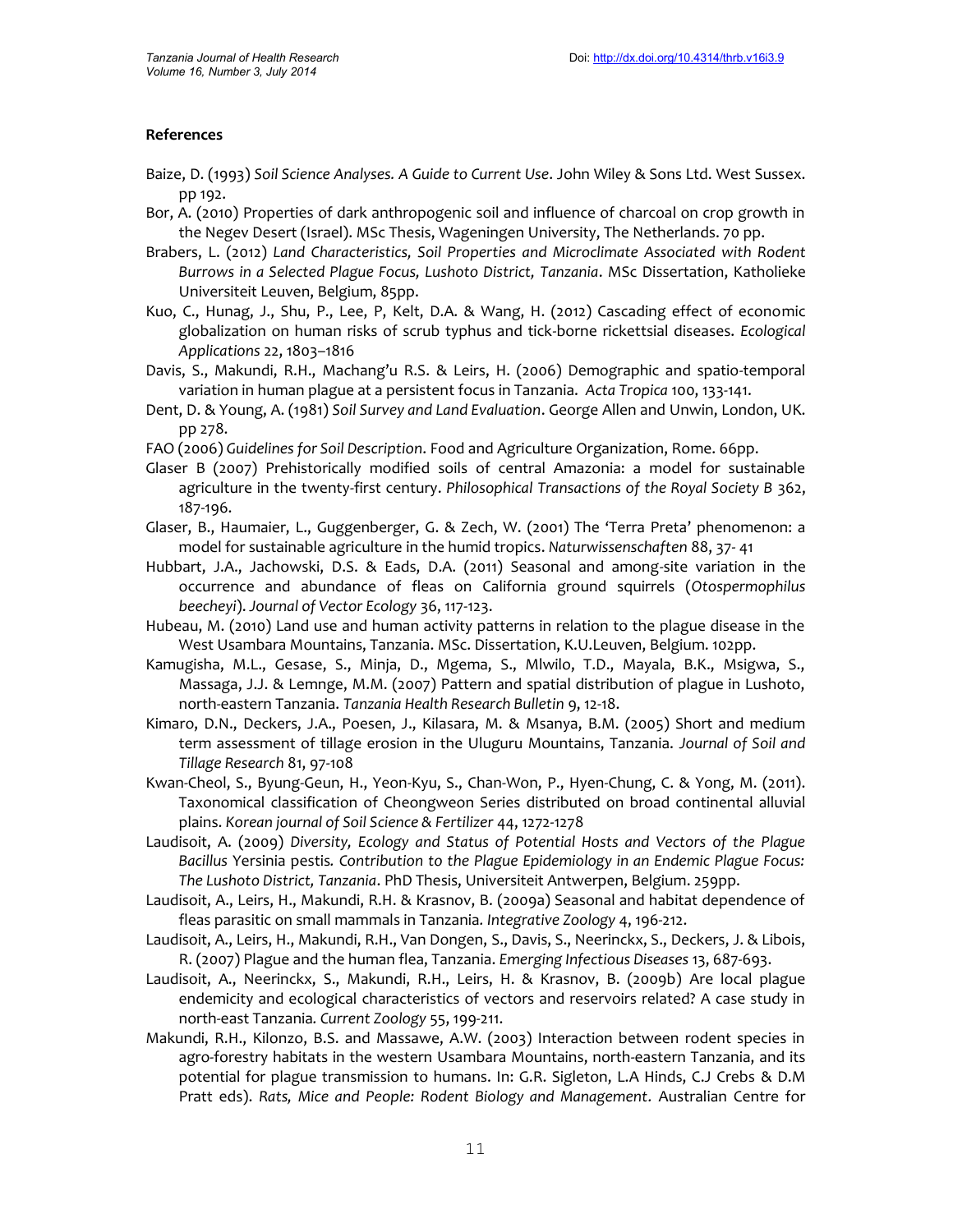**References**

Baize, D. (1993) *Soil Science Analyses. A Guide to Current Use*. John Wiley & Sons Ltd. West Sussex. pp 192.

Bor, A. (2010) Properties of dark anthropogenic soil and influence of charcoal on crop growth in the Negev Desert (Israel). MSc Thesis, Wageningen University, The Netherlands. 70 pp.

Brabers, L. (2012) *Land Characteristics, Soil Properties and Microclimate Associated with Rodent Burrows in a Selected Plague Focus, Lushoto District, Tanzania*. MSc Dissertation, Katholieke Universiteit Leuven, Belgium, 85pp.

Kuo, C., Hunag, J., Shu, P., Lee, P, Kelt, D.A. & Wang, H. (2012) Cascading effect of economic globalization on human risks of scrub typhus and tick-borne rickettsial diseases. *Ecological Applications* 22, 1803–1816

Davis, S., Makundi, R.H., Machang'u R.S. & Leirs, H. (2006) Demographic and spatio-temporal variation in human plague at a persistent focus in Tanzania. *Acta Tropica* 100, 133-141.

Dent, D. & Young, A. (1981) *Soil Survey and Land Evaluation*. George Allen and Unwin, London, UK. pp 278.

FAO (2006) *Guidelines for Soil Description*. Food and Agriculture Organization, Rome. 66pp.

Glaser B (2007) Prehistorically modified soils of central Amazonia: a model for sustainable agriculture in the twenty-first century. *Philosophical Transactions of the Royal Society B* 362, 187-196.

Glaser, B., Haumaier, L., Guggenberger, G. & Zech, W. (2001) The 'Terra Preta' phenomenon: a model for sustainable agriculture in the humid tropics. *Naturwissenschaften* 88, 37- 41

Hubbart, J.A., Jachowski, D.S. & Eads, D.A. (2011) Seasonal and among-site variation in the occurrence and abundance of fleas on California ground squirrels (*Otospermophilus beecheyi*). *Journal of Vector Ecology* 36, 117-123.

Hubeau, M. (2010) Land use and human activity patterns in relation to the plague disease in the West Usambara Mountains, Tanzania. MSc. Dissertation, K.U.Leuven, Belgium. 102pp.

Kamugisha, M.L., Gesase, S., Minja, D., Mgema, S., Mlwilo, T.D., Mayala, B.K., Msigwa, S., Massaga, J.J. & Lemnge, M.M. (2007) Pattern and spatial distribution of plague in Lushoto, north-eastern Tanzania. *Tanzania Health Research Bulletin* 9, 12-18.

Kimaro, D.N., Deckers, J.A., Poesen, J., Kilasara, M. & Msanya, B.M. (2005) Short and medium term assessment of tillage erosion in the Uluguru Mountains, Tanzania. *Journal of Soil and Tillage Research* 81, 97-108

Kwan-Cheol, S., Byung-Geun, H., Yeon-Kyu, S., Chan-Won, P., Hyen-Chung, C. & Yong, M. (2011). Taxonomical classification of Cheongweon Series distributed on broad continental alluvial plains. *Korean journal of Soil Science & Fertilizer* 44, 1272-1278

Laudisoit, A. (2009) *Diversity, Ecology and Status of Potential Hosts and Vectors of the Plague Bacillus* Yersinia pestis*. Contribution to the Plague Epidemiology in an Endemic Plague Focus: The Lushoto District, Tanzania*. PhD Thesis, Universiteit Antwerpen, Belgium. 259pp.

Laudisoit, A., Leirs, H., Makundi, R.H. & Krasnov, B. (2009a) Seasonal and habitat dependence of fleas parasitic on small mammals in Tanzania. *Integrative Zoology* 4, 196-212.

Laudisoit, A., Leirs, H., Makundi, R.H., Van Dongen, S., Davis, S., Neerinckx, S., Deckers, J. & Libois, R. (2007) Plague and the human flea, Tanzania. *Emerging Infectious Diseases* 13, 687-693.

Laudisoit, A., Neerinckx, S., Makundi, R.H., Leirs, H. & Krasnov, B. (2009b) Are local plague endemicity and ecological characteristics of vectors and reservoirs related? A case study in north-east Tanzania. *Current Zoology* 55, 199-211.

Makundi, R.H., Kilonzo, B.S. and Massawe, A.W. (2003) Interaction between rodent species in agro-forestry habitats in the western Usambara Mountains, north-eastern Tanzania, and its potential for plague transmission to humans. In: G.R. Sigleton, L.A Hinds, C.J Crebs & D.M Pratt eds). *Rats, Mice and People: Rodent Biology and Management.* Australian Centre for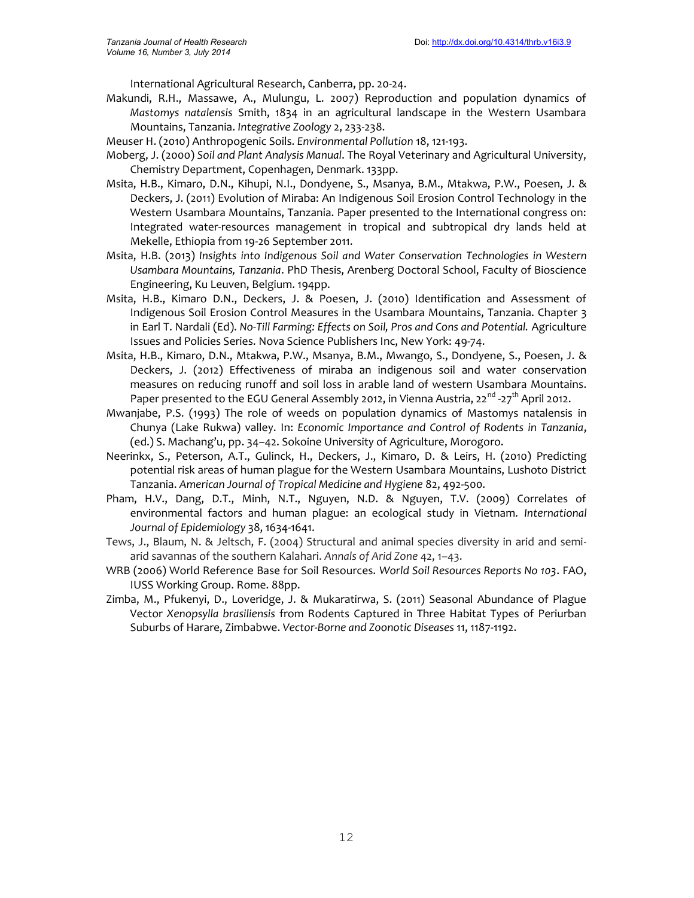International Agricultural Research, Canberra, pp. 20-24.

Makundi, R.H., Massawe, A., Mulungu, L. 2007) Reproduction and population dynamics of *Mastomys natalensis* Smith, 1834 in an agricultural landscape in the Western Usambara Mountains, Tanzania. *Integrative Zoology* 2, 233-238.

Meuser H. (2010) Anthropogenic Soils. *Environmental Pollution* 18, 121-193.

Moberg, J. (2000) *Soil and Plant Analysis Manual*. The Royal Veterinary and Agricultural University, Chemistry Department, Copenhagen, Denmark. 133pp.

Msita, H.B., Kimaro, D.N., Kihupi, N.I., Dondyene, S., Msanya, B.M., Mtakwa, P.W., Poesen, J. & Deckers, J. (2011) Evolution of Miraba: An Indigenous Soil Erosion Control Technology in the Western Usambara Mountains, Tanzania. Paper presented to the International congress on: Integrated water-resources management in tropical and subtropical dry lands held at Mekelle, Ethiopia from 19-26 September 2011.

Msita, H.B. (2013) *Insights into Indigenous Soil and Water Conservation Technologies in Western Usambara Mountains, Tanzania*. PhD Thesis, Arenberg Doctoral School, Faculty of Bioscience Engineering, Ku Leuven, Belgium. 194pp.

Msita, H.B., Kimaro D.N., Deckers, J. & Poesen, J. (2010) Identification and Assessment of Indigenous Soil Erosion Control Measures in the Usambara Mountains, Tanzania. Chapter 3 in Earl T. Nardali (Ed). *No-Till Farming: Effects on Soil, Pros and Cons and Potential.* Agriculture Issues and Policies Series. Nova Science Publishers Inc, New York: 49-74.

Msita, H.B., Kimaro, D.N., Mtakwa, P.W., Msanya, B.M., Mwango, S., Dondyene, S., Poesen, J. & Deckers, J. (2012) Effectiveness of miraba an indigenous soil and water conservation measures on reducing runoff and soil loss in arable land of western Usambara Mountains. Paper presented to the EGU General Assembly 2012, in Vienna Austria, 22nd -27th April 2012.

Mwanjabe, P.S. (1993) The role of weeds on population dynamics of Mastomys natalensis in Chunya (Lake Rukwa) valley. In: *Economic Importance and Control of Rodents in Tanzania*, (ed.) S. Machang'u, pp. 34–42. Sokoine University of Agriculture, Morogoro.

Neerinkx, S., Peterson, A.T., Gulinck, H., Deckers, J., Kimaro, D. & Leirs, H. (2010) Predicting potential risk areas of human plague for the Western Usambara Mountains, Lushoto District Tanzania. *American Journal of Tropical Medicine and Hygiene* 82, 492-500.

Pham, H.V., Dang, D.T., Minh, N.T., Nguyen, N.D. & Nguyen, T.V. (2009) Correlates of environmental factors and human plague: an ecological study in Vietnam. *International Journal of Epidemiology* 38, 1634-1641.

Tews, J., Blaum, N. & Jeltsch, F. (2004) Structural and animal species diversity in arid and semi-arid savannas of the southern Kalahari. *Annals of Arid Zone* 42, 1–43.

WRB (2006) World Reference Base for Soil Resources. *World Soil Resources Reports No 103*. FAO, IUSS Working Group. Rome. 88pp.

Zimba, M., Pfukenyi, D., Loveridge, J. & Mukaratirwa, S. (2011) Seasonal Abundance of Plague Vector *Xenopsylla brasiliensis* from Rodents Captured in Three Habitat Types of Periurban Suburbs of Harare, Zimbabwe. *Vector-Borne and Zoonotic Diseases* 11, 1187-1192.